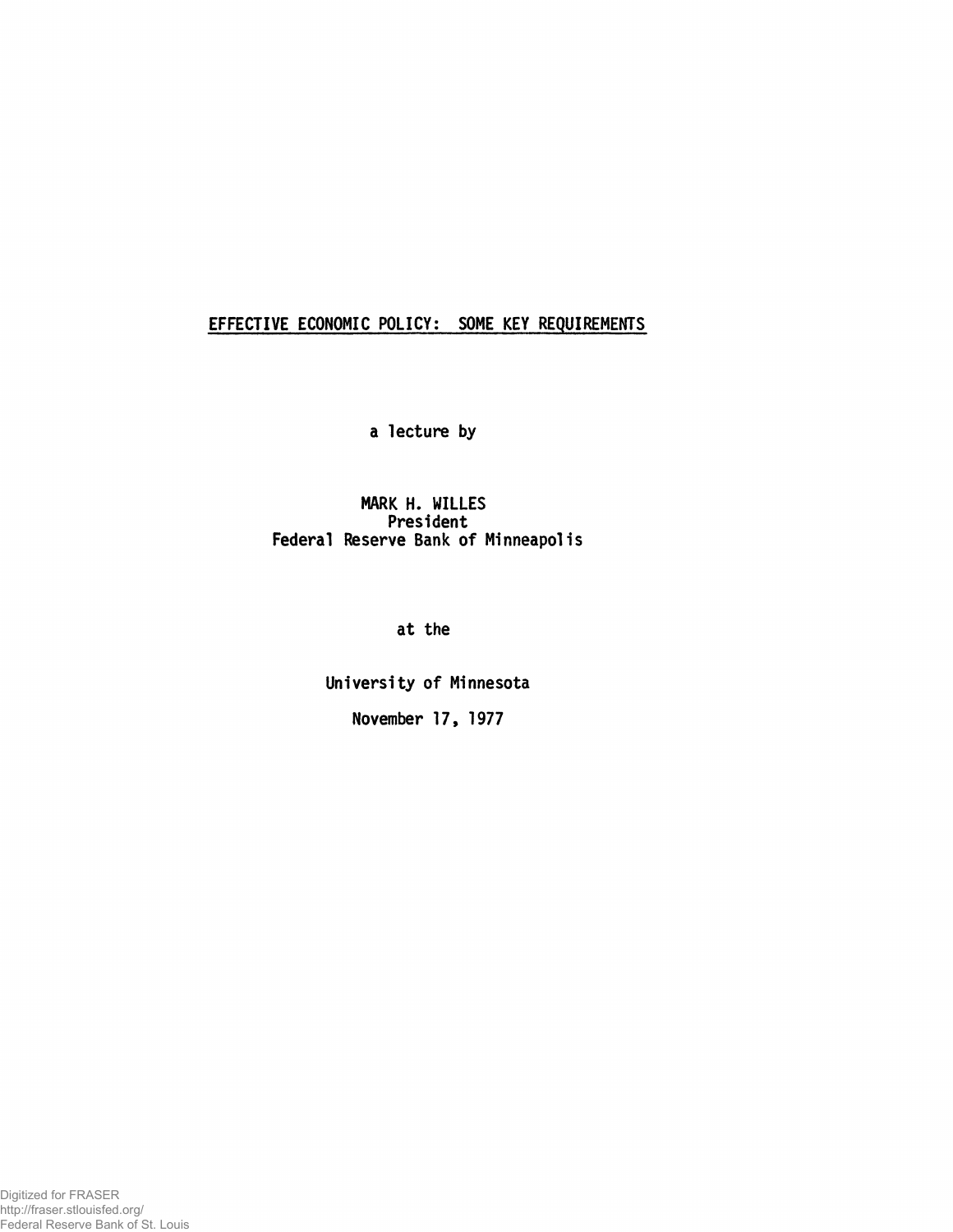# EFFECTIVE ECONOMIC POLICY: SOME KEY REQUIREMENTS

a lecture by

MARK H. WILLES
President
Federal Reserve Bank of Minneapolis

at the

University of Minnesota

November 17, 1977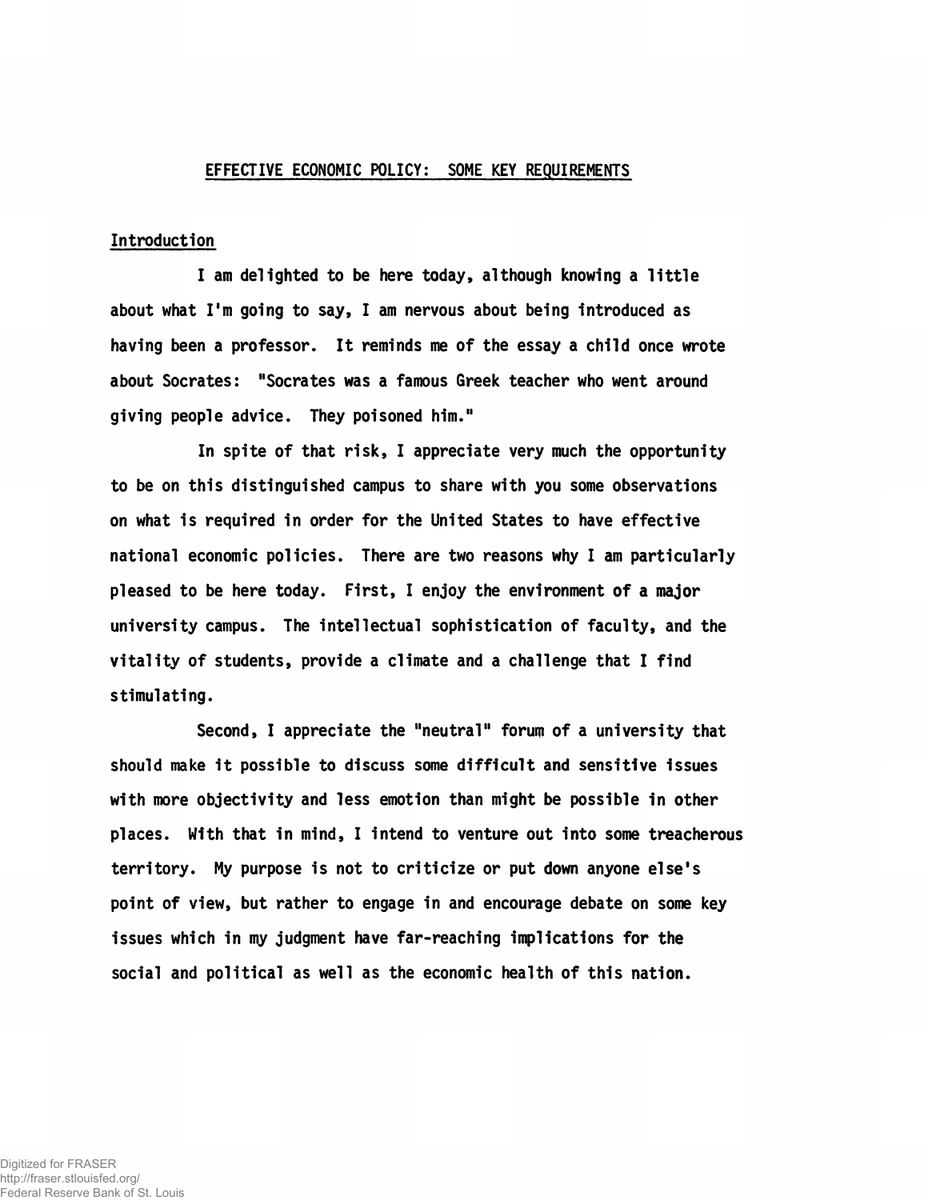## EFFECTIVE ECONOMIC POLICY: SOME KEY REQUIREMENTS

### Introduction

I am delighted to be here today, although knowing a little about what I'm going to say, I am nervous about being introduced as having been a professor. It reminds me of the essay a child once wrote about Socrates: "Socrates was a famous Greek teacher who went around giving people advice. They poisoned him."

In spite of that risk, I appreciate very much the opportunity to be on this distinguished campus to share with you some observations on what is required in order for the United States to have effective national economic policies. There are two reasons why I am particularly pleased to be here today. First, I enjoy the environment of a major university campus. The intellectual sophistication of faculty, and the vitality of students, provide a climate and a challenge that I find stimulating.

Second, I appreciate the "neutral" forum of a university that should make it possible to discuss some difficult and sensitive issues with more objectivity and less emotion than might be possible in other places. With that in mind, I intend to venture out into some treacherous territory. My purpose is not to criticize or put down anyone else's point of view, but rather to engage in and encourage debate on some key issues which in my judgment have far-reaching implications for the social and political as well as the economic health of this nation.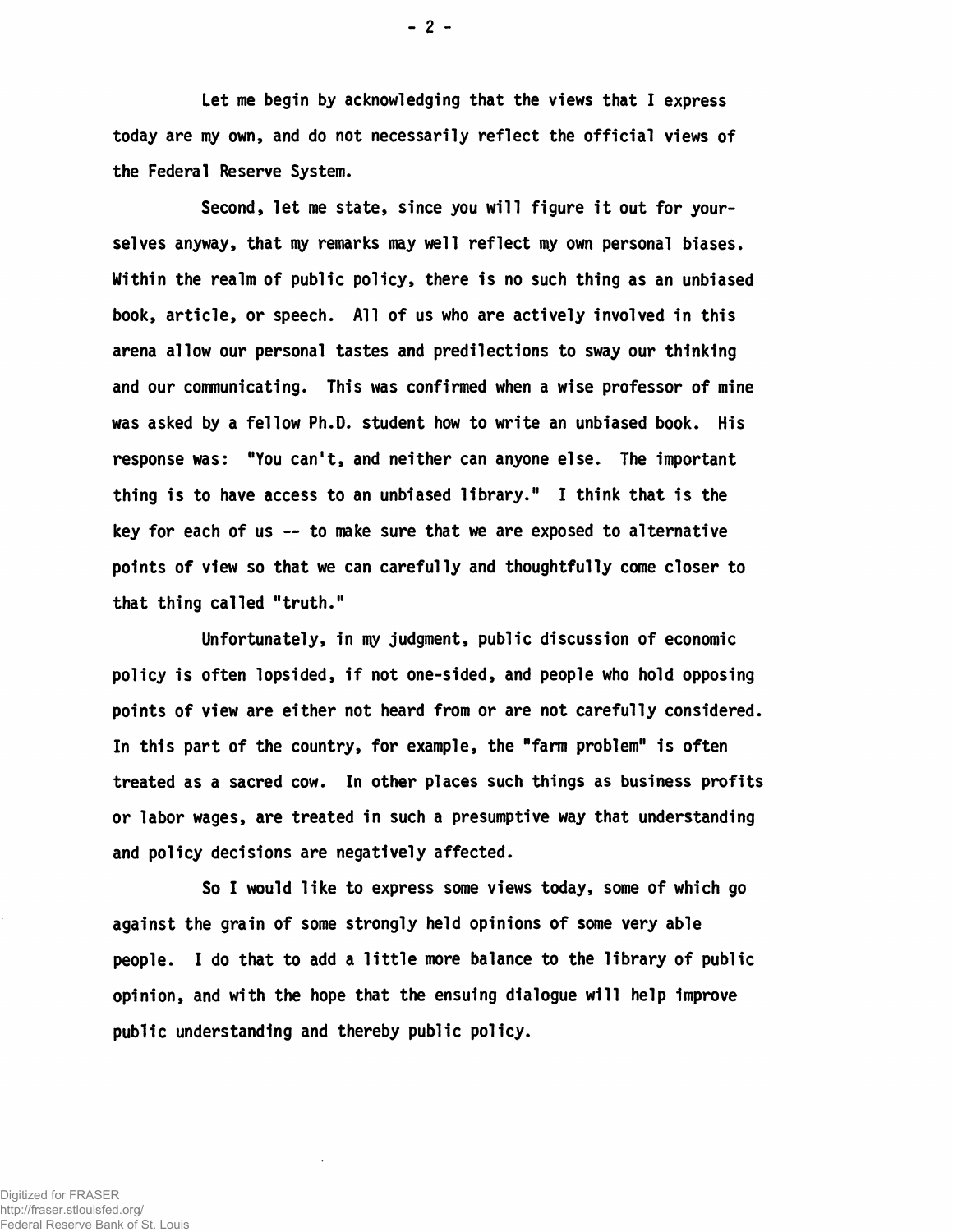Let me begin by acknowledging that the views that I express today are my own, and do not necessarily reflect the official views of the Federal Reserve System.

Second, let me state, since you will figure it out for yourselves anyway, that my remarks may well reflect my own personal biases. Within the realm of public policy, there is no such thing as an unbiased book, article, or speech. All of us who are actively involved in this arena allow our personal tastes and predilections to sway our thinking and our communicating. This was confirmed when a wise professor of mine was asked by a fellow Ph.D. student how to write an unbiased book. His response was: "You can't, and neither can anyone else. The important thing is to have access to an unbiased library." I think that is the key for each of us -- to make sure that we are exposed to alternative points of view so that we can carefully and thoughtfully come closer to that thing called "truth."

Unfortunately, in my judgment, public discussion of economic policy is often lopsided, if not one-sided, and people who hold opposing points of view are either not heard from or are not carefully considered. In this part of the country, for example, the "farm problem" is often treated as a sacred cow. In other places such things as business profits or labor wages, are treated in such a presumptive way that understanding and policy decisions are negatively affected.

So I would like to express some views today, some of which go against the grain of some strongly held opinions of some very able people. I do that to add a little more balance to the library of public opinion, and with the hope that the ensuing dialogue will help improve public understanding and thereby public policy.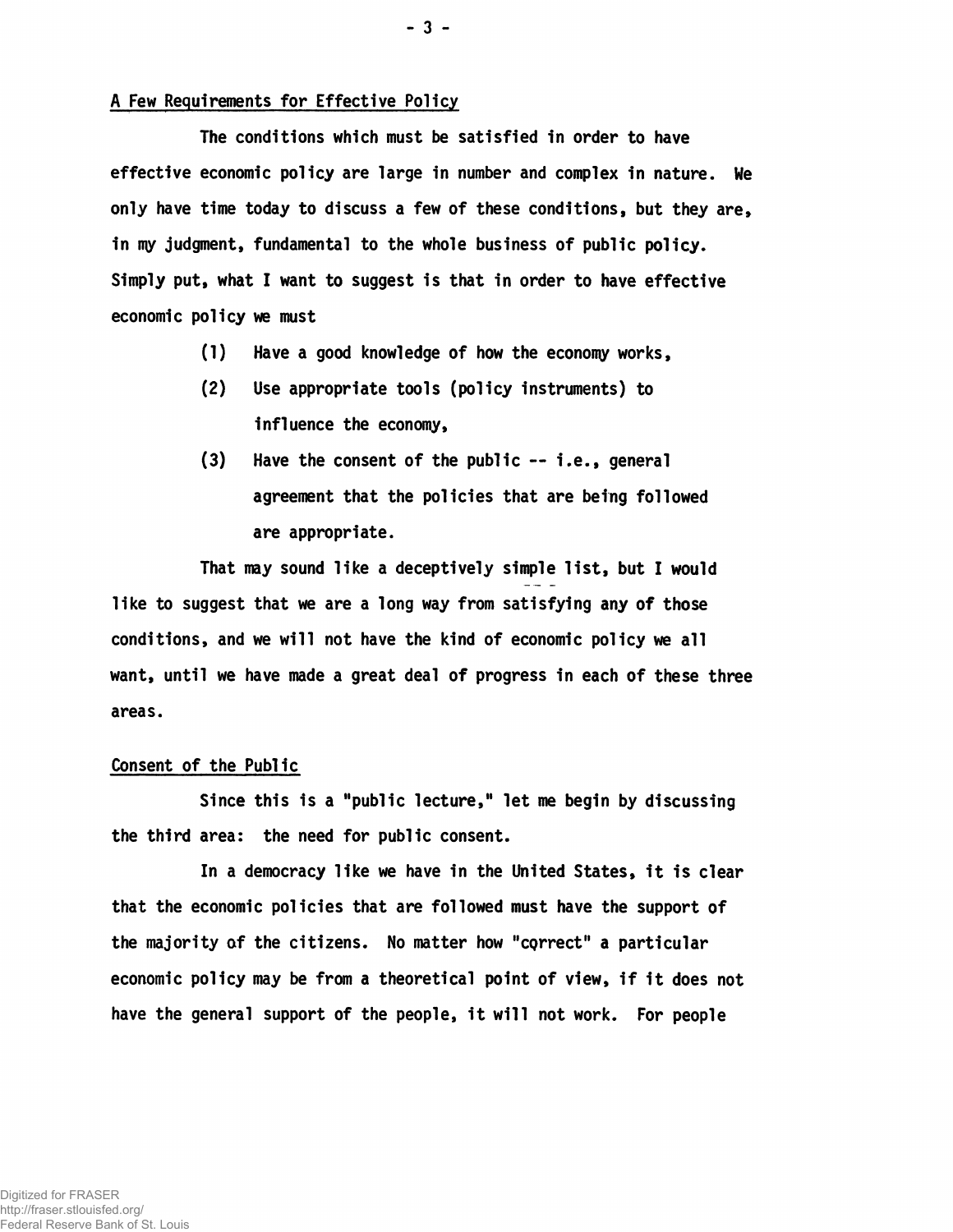## A Few Requirements for Effective Policy

The conditions which must be satisfied in order to have effective economic policy are large in number and complex in nature. We only have time today to discuss a few of these conditions, but they are, in my judgment, fundamental to the whole business of public policy. Simply put, what I want to suggest is that in order to have effective economic policy we must

(1) Have a good knowledge of how the economy works,

(2) Use appropriate tools (policy instruments) to influence the economy,

(3) Have the consent of the public -- i.e., general agreement that the policies that are being followed are appropriate.

That may sound like a deceptively simple list, but I would like to suggest that we are a long way from satisfying any of those conditions, and we will not have the kind of economic policy we all want, until we have made a great deal of progress in each of these three areas.

## Consent of the Public

Since this is a "public lecture," let me begin by discussing the third area: the need for public consent.

In a democracy like we have in the United States, it is clear that the economic policies that are followed must have the support of the majority of the citizens. No matter how "correct" a particular economic policy may be from a theoretical point of view, if it does not have the general support of the people, it will not work. For people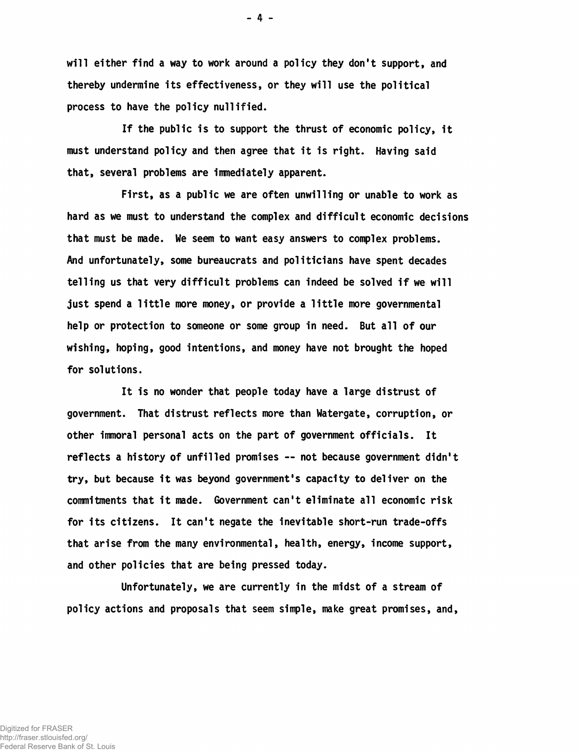will either find a way to work around a policy they don't support, and thereby undermine its effectiveness, or they will use the political process to have the policy nullified.

If the public is to support the thrust of economic policy, it must understand policy and then agree that it is right. Having said that, several problems are immediately apparent.

First, as a public we are often unwilling or unable to work as hard as we must to understand the complex and difficult economic decisions that must be made. We seem to want easy answers to complex problems. And unfortunately, some bureaucrats and politicians have spent decades telling us that very difficult problems can indeed be solved if we will just spend a little more money, or provide a little more governmental help or protection to someone or some group in need. But all of our wishing, hoping, good intentions, and money have not brought the hoped for solutions.

It is no wonder that people today have a large distrust of government. That distrust reflects more than Watergate, corruption, or other immoral personal acts on the part of government officials. It reflects a history of unfilled promises -- not because government didn't try, but because it was beyond government's capacity to deliver on the commitments that it made. Government can't eliminate all economic risk for its citizens. It can't negate the inevitable short-run trade-offs that arise from the many environmental, health, energy, income support, and other policies that are being pressed today.

Unfortunately, we are currently in the midst of a stream of policy actions and proposals that seem simple, make great promises, and,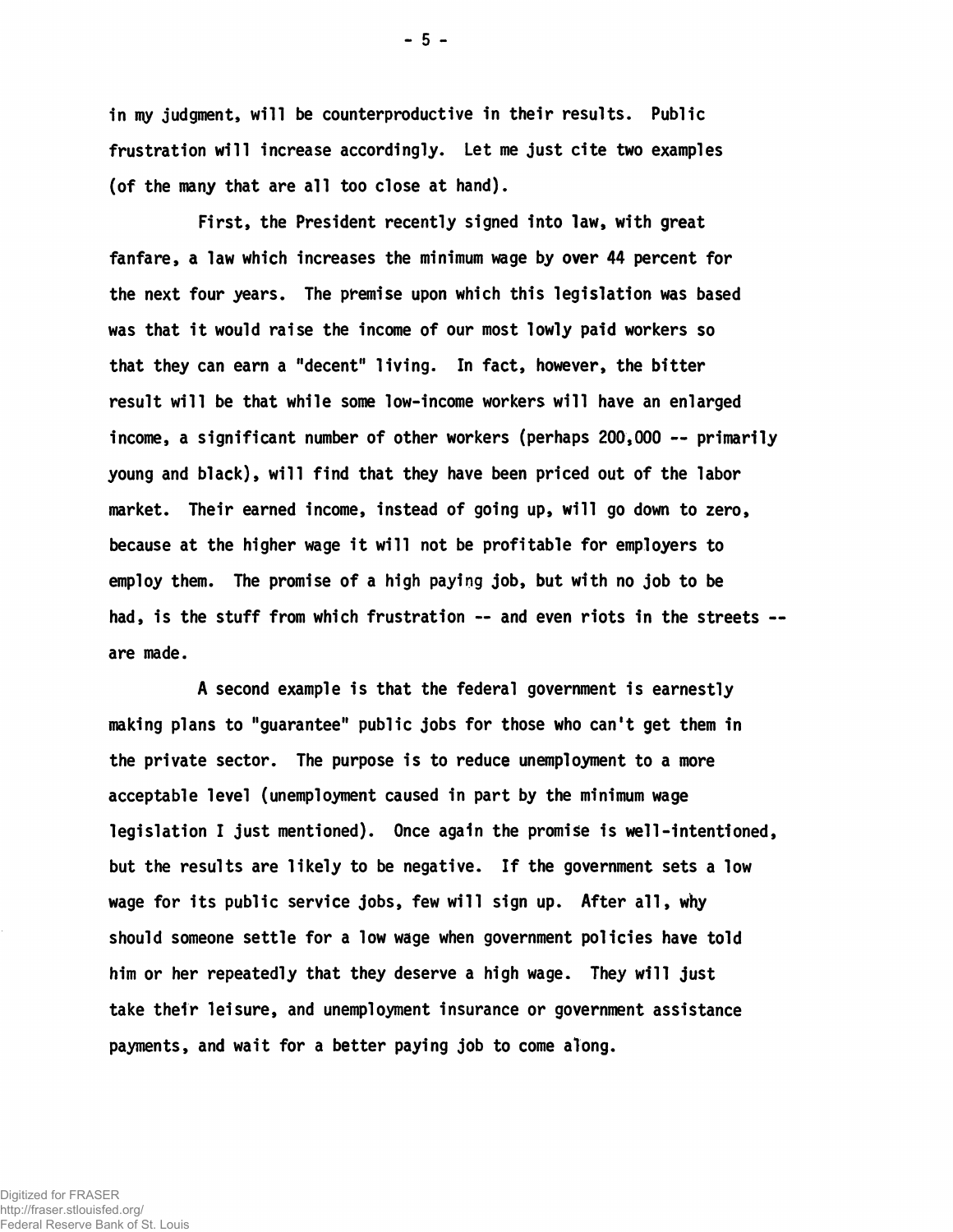in my judgment, will be counterproductive in their results. Public frustration will increase accordingly. Let me just cite two examples (of the many that are all too close at hand).

First, the President recently signed into law, with great fanfare, a law which increases the minimum wage by over 44 percent for the next four years. The premise upon which this legislation was based was that it would raise the income of our most lowly paid workers so that they can earn a "decent" living. In fact, however, the bitter result will be that while some low-income workers will have an enlarged income, a significant number of other workers (perhaps 200,000 -- primarily young and black), will find that they have been priced out of the labor market. Their earned income, instead of going up, will go down to zero, because at the higher wage it will not be profitable for employers to employ them. The promise of a high paying job, but with no job to be had, is the stuff from which frustration -- and even riots in the streets -- are made.

A second example is that the federal government is earnestly making plans to "guarantee" public jobs for those who can't get them in the private sector. The purpose is to reduce unemployment to a more acceptable level (unemployment caused in part by the minimum wage legislation I just mentioned). Once again the promise is well-intentioned, but the results are likely to be negative. If the government sets a low wage for its public service jobs, few will sign up. After all, why should someone settle for a low wage when government policies have told him or her repeatedly that they deserve a high wage. They will just take their leisure, and unemployment insurance or government assistance payments, and wait for a better paying job to come along.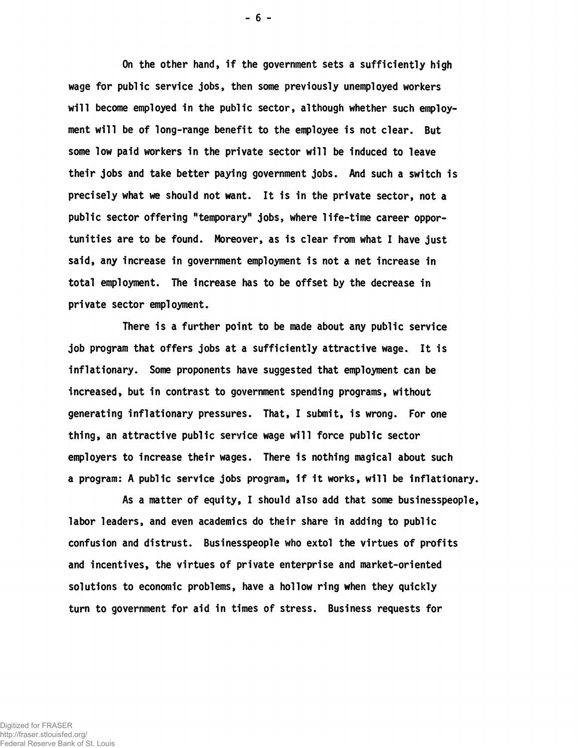On the other hand, if the government sets a sufficiently high wage for public service jobs, then some previously unemployed workers will become employed in the public sector, although whether such employment will be of long-range benefit to the employee is not clear. But some low paid workers in the private sector will be induced to leave their jobs and take better paying government jobs. And such a switch is precisely what we should not want. It is in the private sector, not a public sector offering "temporary" jobs, where life-time career opportunities are to be found. Moreover, as is clear from what I have just said, any increase in government employment is not a net increase in total employment. The increase has to be offset by the decrease in private sector employment.

There is a further point to be made about any public service job program that offers jobs at a sufficiently attractive wage. It is inflationary. Some proponents have suggested that employment can be increased, but in contrast to government spending programs, without generating inflationary pressures. That, I submit, is wrong. For one thing, an attractive public service wage will force public sector employers to increase their wages. There is nothing magical about such a program: A public service jobs program, if it works, will be inflationary.

As a matter of equity, I should also add that some businesspeople, labor leaders, and even academics do their share in adding to public confusion and distrust. Businesspeople who extol the virtues of profits and incentives, the virtues of private enterprise and market-oriented solutions to economic problems, have a hollow ring when they quickly turn to government for aid in times of stress. Business requests for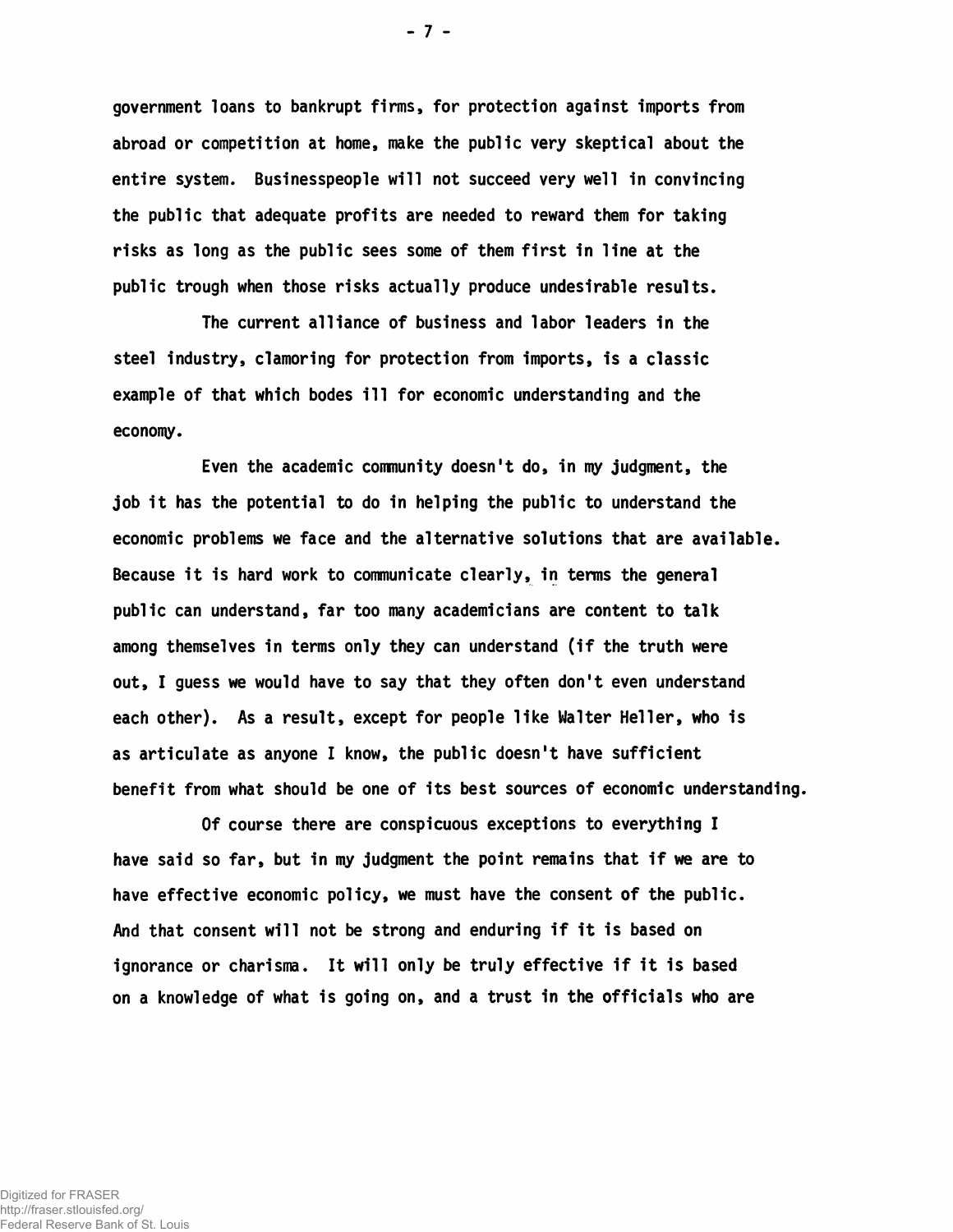government loans to bankrupt firms, for protection against imports from abroad or competition at home, make the public very skeptical about the entire system. Businesspeople will not succeed very well in convincing the public that adequate profits are needed to reward them for taking risks as long as the public sees some of them first in line at the public trough when those risks actually produce undesirable results.

The current alliance of business and labor leaders in the steel industry, clamoring for protection from imports, is a classic example of that which bodes ill for economic understanding and the economy.

Even the academic community doesn't do, in my judgment, the job it has the potential to do in helping the public to understand the economic problems we face and the alternative solutions that are available. Because it is hard work to communicate clearly, in terms the general public can understand, far too many academicians are content to talk among themselves in terms only they can understand (if the truth were out, I guess we would have to say that they often don't even understand each other). As a result, except for people like Walter Heller, who is as articulate as anyone I know, the public doesn't have sufficient benefit from what should be one of its best sources of economic understanding.

Of course there are conspicuous exceptions to everything I have said so far, but in my judgment the point remains that if we are to have effective economic policy, we must have the consent of the public. And that consent will not be strong and enduring if it is based on ignorance or charisma. It will only be truly effective if it is based on a knowledge of what is going on, and a trust in the officials who are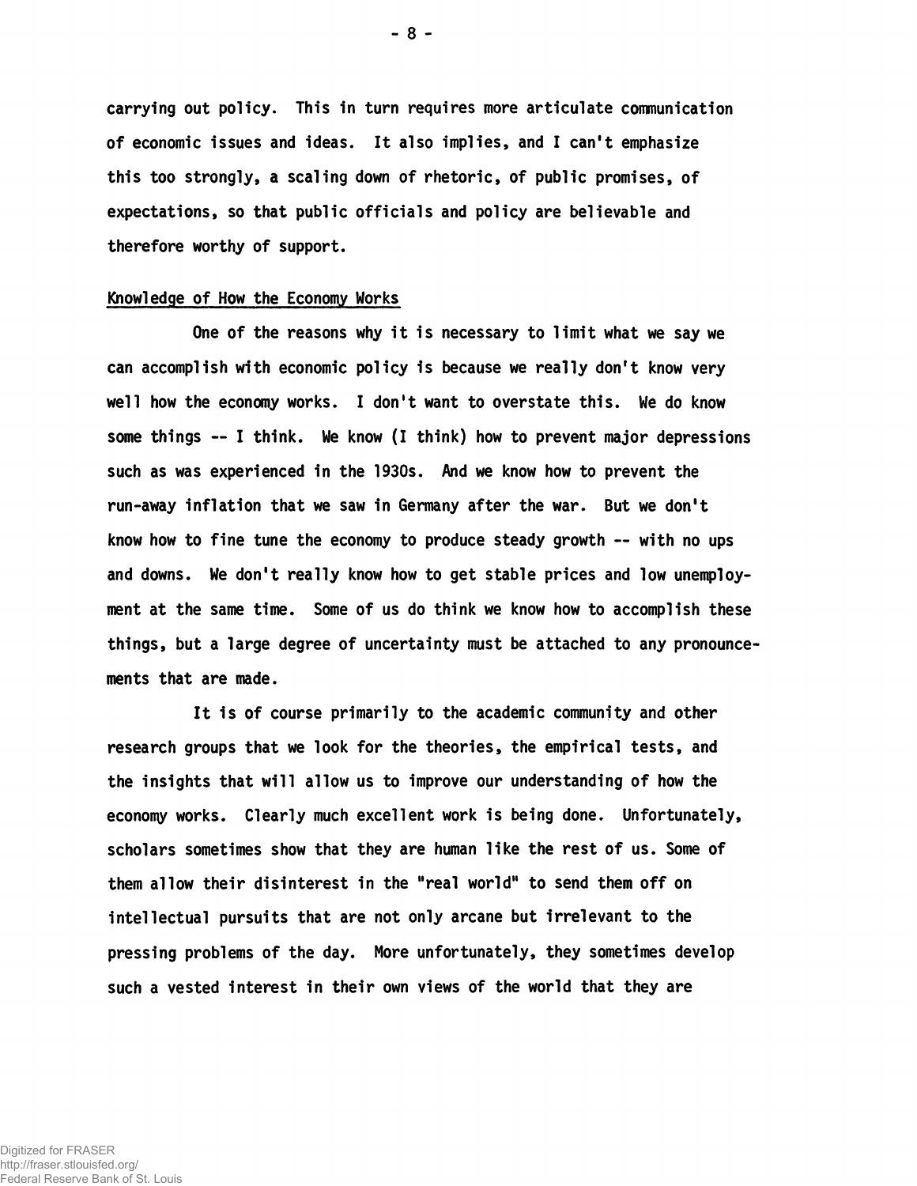carrying out policy. This in turn requires more articulate communication of economic issues and ideas. It also implies, and I can't emphasize this too strongly, a scaling down of rhetoric, of public promises, of expectations, so that public officials and policy are believable and therefore worthy of support.

## Knowledge of How the Economy Works

One of the reasons why it is necessary to limit what we say we can accomplish with economic policy is because we really don't know very well how the economy works. I don't want to overstate this. We do know some things -- I think. We know (I think) how to prevent major depressions such as was experienced in the 1930s. And we know how to prevent the run-away inflation that we saw in Germany after the war. But we don't know how to fine tune the economy to produce steady growth -- with no ups and downs. We don't really know how to get stable prices and low unemployment at the same time. Some of us do think we know how to accomplish these things, but a large degree of uncertainty must be attached to any pronouncements that are made.

It is of course primarily to the academic community and other research groups that we look for the theories, the empirical tests, and the insights that will allow us to improve our understanding of how the economy works. Clearly much excellent work is being done. Unfortunately, scholars sometimes show that they are human like the rest of us. Some of them allow their disinterest in the "real world" to send them off on intellectual pursuits that are not only arcane but irrelevant to the pressing problems of the day. More unfortunately, they sometimes develop such a vested interest in their own views of the world that they are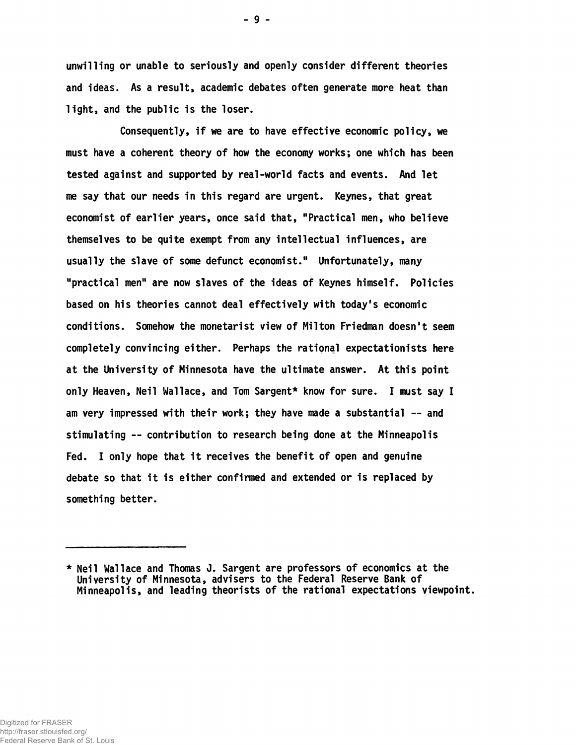unwilling or unable to seriously and openly consider different theories and ideas. As a result, academic debates often generate more heat than light, and the public is the loser.

Consequently, if we are to have effective economic policy, we must have a coherent theory of how the economy works; one which has been tested against and supported by real-world facts and events. And let me say that our needs in this regard are urgent. Keynes, that great economist of earlier years, once said that, "Practical men, who believe themselves to be quite exempt from any intellectual influences, are usually the slave of some defunct economist." Unfortunately, many "practical men" are now slaves of the ideas of Keynes himself. Policies based on his theories cannot deal effectively with today's economic conditions. Somehow the monetarist view of Milton Friedman doesn't seem completely convincing either. Perhaps the rational expectationists here at the University of Minnesota have the ultimate answer. At this point only Heaven, Neil Wallace, and Tom Sargent* know for sure. I must say I am very impressed with their work; they have made a substantial -- and stimulating -- contribution to research being done at the Minneapolis Fed. I only hope that it receives the benefit of open and genuine debate so that it is either confirmed and extended or is replaced by something better.

---

* Neil Wallace and Thomas J. Sargent are professors of economics at the University of Minnesota, advisers to the Federal Reserve Bank of Minneapolis, and leading theorists of the rational expectations viewpoint.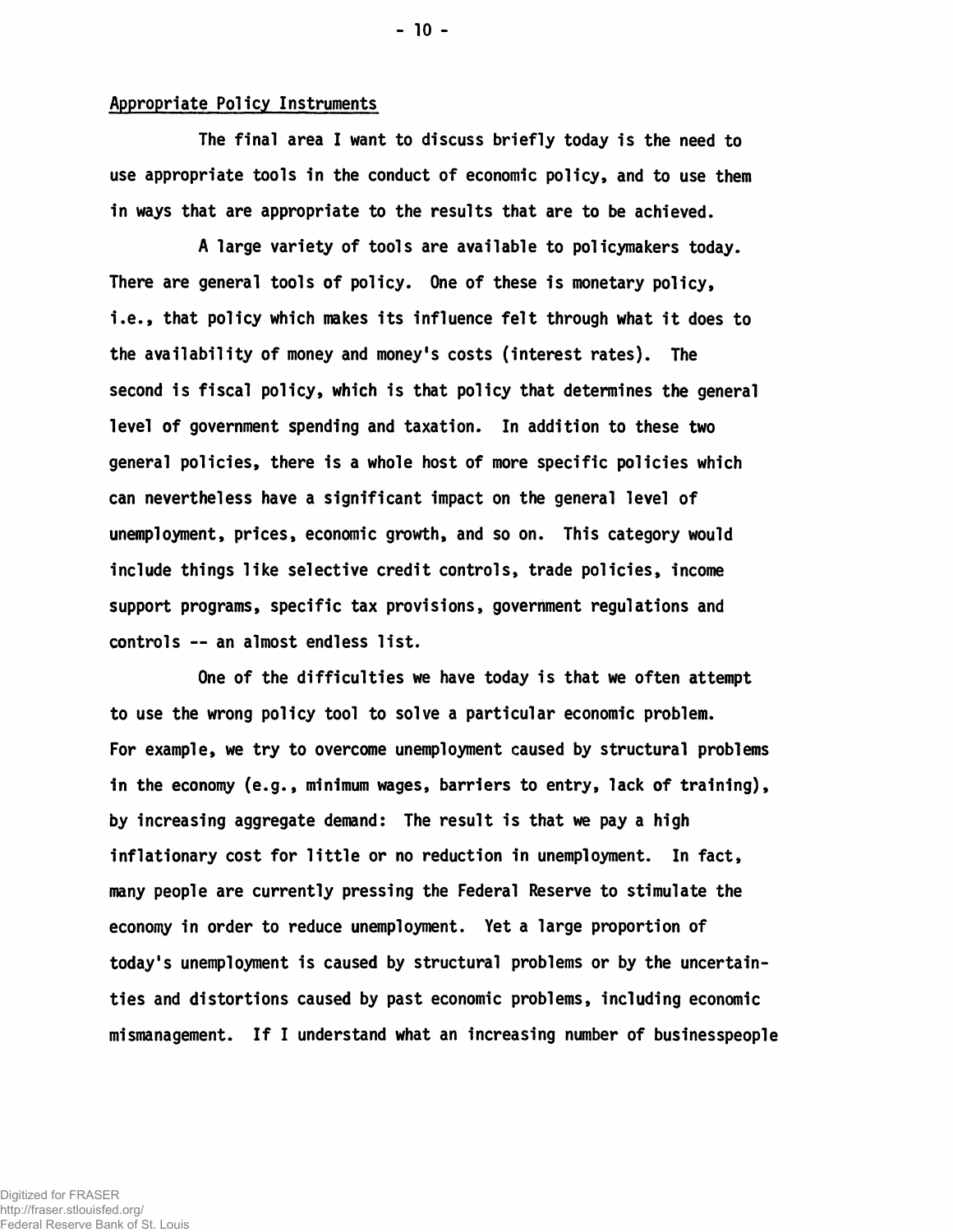## Appropriate Policy Instruments

The final area I want to discuss briefly today is the need to use appropriate tools in the conduct of economic policy, and to use them in ways that are appropriate to the results that are to be achieved.

A large variety of tools are available to policymakers today. There are general tools of policy. One of these is monetary policy, i.e., that policy which makes its influence felt through what it does to the availability of money and money's costs (interest rates). The second is fiscal policy, which is that policy that determines the general level of government spending and taxation. In addition to these two general policies, there is a whole host of more specific policies which can nevertheless have a significant impact on the general level of unemployment, prices, economic growth, and so on. This category would include things like selective credit controls, trade policies, income support programs, specific tax provisions, government regulations and controls -- an almost endless list.

One of the difficulties we have today is that we often attempt to use the wrong policy tool to solve a particular economic problem. For example, we try to overcome unemployment caused by structural problems in the economy (e.g., minimum wages, barriers to entry, lack of training), by increasing aggregate demand: The result is that we pay a high inflationary cost for little or no reduction in unemployment. In fact, many people are currently pressing the Federal Reserve to stimulate the economy in order to reduce unemployment. Yet a large proportion of today's unemployment is caused by structural problems or by the uncertainties and distortions caused by past economic problems, including economic mismanagement. If I understand what an increasing number of businesspeople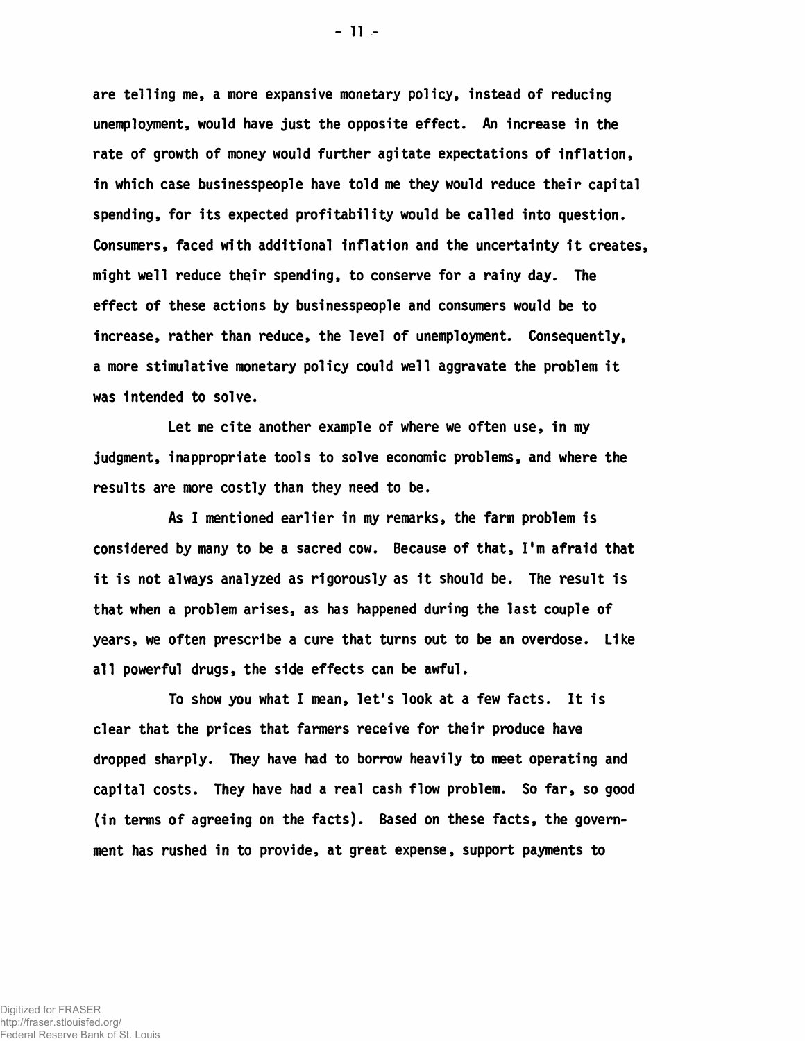are telling me, a more expansive monetary policy, instead of reducing unemployment, would have just the opposite effect. An increase in the rate of growth of money would further agitate expectations of inflation, in which case businesspeople have told me they would reduce their capital spending, for its expected profitability would be called into question. Consumers, faced with additional inflation and the uncertainty it creates, might well reduce their spending, to conserve for a rainy day. The effect of these actions by businesspeople and consumers would be to increase, rather than reduce, the level of unemployment. Consequently, a more stimulative monetary policy could well aggravate the problem it was intended to solve.

Let me cite another example of where we often use, in my judgment, inappropriate tools to solve economic problems, and where the results are more costly than they need to be.

As I mentioned earlier in my remarks, the farm problem is considered by many to be a sacred cow. Because of that, I'm afraid that it is not always analyzed as rigorously as it should be. The result is that when a problem arises, as has happened during the last couple of years, we often prescribe a cure that turns out to be an overdose. Like all powerful drugs, the side effects can be awful.

To show you what I mean, let's look at a few facts. It is clear that the prices that farmers receive for their produce have dropped sharply. They have had to borrow heavily to meet operating and capital costs. They have had a real cash flow problem. So far, so good (in terms of agreeing on the facts). Based on these facts, the government has rushed in to provide, at great expense, support payments to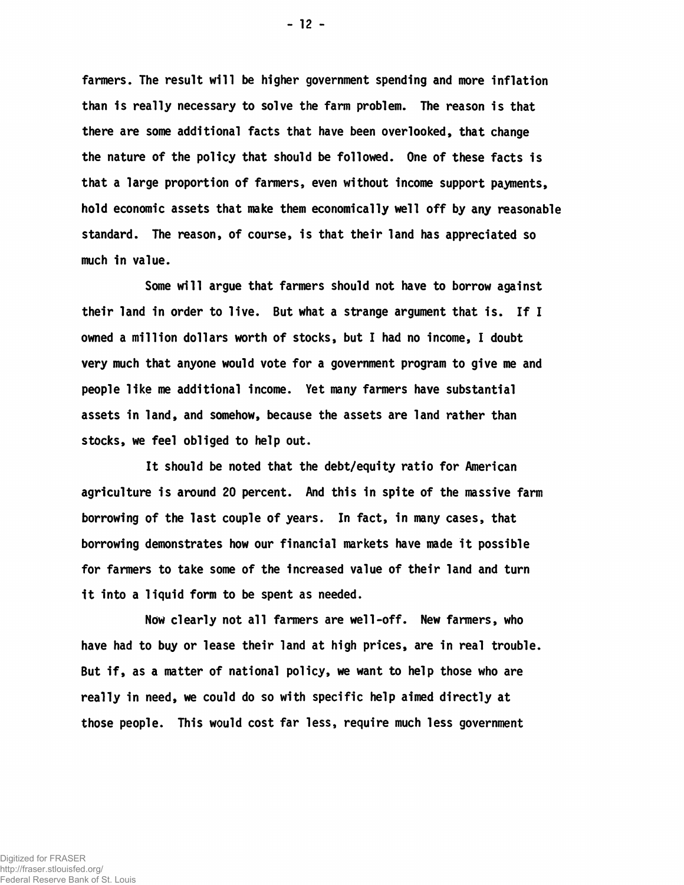farmers. The result will be higher government spending and more inflation than is really necessary to solve the farm problem. The reason is that there are some additional facts that have been overlooked, that change the nature of the policy that should be followed. One of these facts is that a large proportion of farmers, even without income support payments, hold economic assets that make them economically well off by any reasonable standard. The reason, of course, is that their land has appreciated so much in value.

Some will argue that farmers should not have to borrow against their land in order to live. But what a strange argument that is. If I owned a million dollars worth of stocks, but I had no income, I doubt very much that anyone would vote for a government program to give me and people like me additional income. Yet many farmers have substantial assets in land, and somehow, because the assets are land rather than stocks, we feel obliged to help out.

It should be noted that the debt/equity ratio for American agriculture is around 20 percent. And this in spite of the massive farm borrowing of the last couple of years. In fact, in many cases, that borrowing demonstrates how our financial markets have made it possible for farmers to take some of the increased value of their land and turn it into a liquid form to be spent as needed.

Now clearly not all farmers are well-off. New farmers, who have had to buy or lease their land at high prices, are in real trouble. But if, as a matter of national policy, we want to help those who are really in need, we could do so with specific help aimed directly at those people. This would cost far less, require much less government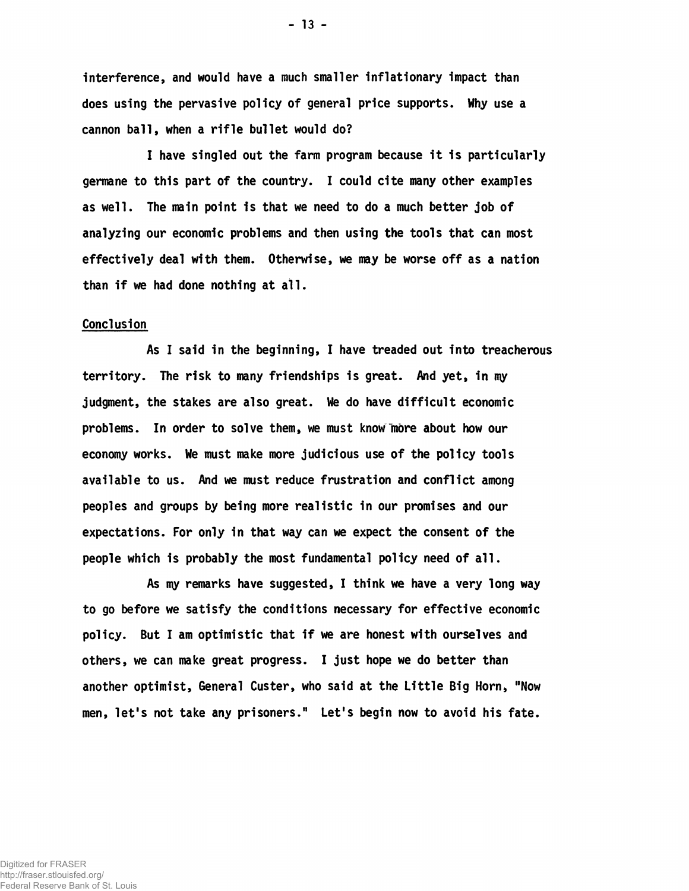interference, and would have a much smaller inflationary impact than does using the pervasive policy of general price supports. Why use a cannon ball, when a rifle bullet would do?

I have singled out the farm program because it is particularly germane to this part of the country. I could cite many other examples as well. The main point is that we need to do a much better job of analyzing our economic problems and then using the tools that can most effectively deal with them. Otherwise, we may be worse off as a nation than if we had done nothing at all.

## Conclusion

As I said in the beginning, I have treaded out into treacherous territory. The risk to many friendships is great. And yet, in my judgment, the stakes are also great. We do have difficult economic problems. In order to solve them, we must know more about how our economy works. We must make more judicious use of the policy tools available to us. And we must reduce frustration and conflict among peoples and groups by being more realistic in our promises and our expectations. For only in that way can we expect the consent of the people which is probably the most fundamental policy need of all.

As my remarks have suggested, I think we have a very long way to go before we satisfy the conditions necessary for effective economic policy. But I am optimistic that if we are honest with ourselves and others, we can make great progress. I just hope we do better than another optimist, General Custer, who said at the Little Big Horn, "Now men, let's not take any prisoners." Let's begin now to avoid his fate.